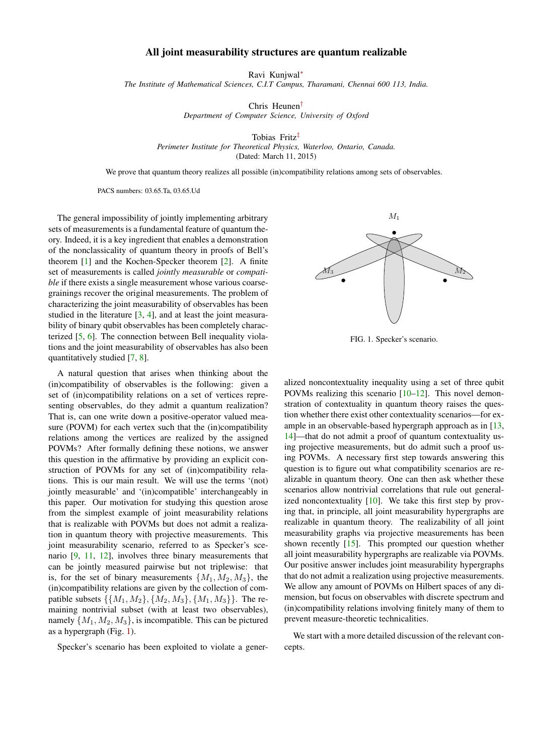# All joint measurability structures are quantum realizable

Ravi Kunjwal*

*The Institute of Mathematical Sciences, C.I.T Campus, Tharamani, Chennai 600 113, India.*

Chris Heunen†

*Department of Computer Science, University of Oxford*

Tobias Fritz‡

*Perimeter Institute for Theoretical Physics, Waterloo, Ontario, Canada.*

(Dated: March 11, 2015)

We prove that quantum theory realizes all possible (in)compatibility relations among sets of observables.

PACS numbers: 03.65.Ta, 03.65.Ud

The general impossibility of jointly implementing arbitrary sets of measurements is a fundamental feature of quantum theory. Indeed, it is a key ingredient that enables a demonstration of the nonclassicality of quantum theory in proofs of Bell's theorem [1] and the Kochen-Specker theorem [2]. A finite set of measurements is called *jointly measurable* or *compatible* if there exists a single measurement whose various coarse-grainings recover the original measurements. The problem of characterizing the joint measurability of observables has been studied in the literature [3, 4], and at least the joint measurability of binary qubit observables has been completely characterized [5, 6]. The connection between Bell inequality violations and the joint measurability of observables has also been quantitatively studied [7, 8].

A natural question that arises when thinking about the (in)compatibility of observables is the following: given a set of (in)compatibility relations on a set of vertices representing observables, do they admit a quantum realization? That is, can one write down a positive-operator valued measure (POVM) for each vertex such that the (in)compatibility relations among the vertices are realized by the assigned POVMs? After formally defining these notions, we answer this question in the affirmative by providing an explicit construction of POVMs for any set of (in)compatibility relations. This is our main result. We will use the terms '(not) jointly measurable' and '(in)compatible' interchangeably in this paper. Our motivation for studying this question arose from the simplest example of joint measurability relations that is realizable with POVMs but does not admit a realization in quantum theory with projective measurements. This joint measurability scenario, referred to as Specker's scenario [9, 11, 12], involves three binary measurements that can be jointly measured pairwise but not triplewise: that is, for the set of binary measurements $\{M_1, M_2, M_3\}$, the (in)compatibility relations are given by the collection of compatible subsets $\{\{M_1, M_2\}, \{M_2, M_3\}, \{M_1, M_3\}\}$. The remaining nontrivial subset (with at least two observables), namely $\{M_1, M_2, M_3\}$, is incompatible. This can be pictured as a hypergraph (Fig. 1).

FIG. 1. Specker's scenario.

Specker's scenario has been exploited to violate a generalized noncontextuality inequality using a set of three qubit POVMs realizing this scenario [10–12]. This novel demonstration of contextuality in quantum theory raises the question whether there exist other contextuality scenarios—for example in an observable-based hypergraph approach as in [13, 14]—that do not admit a proof of quantum contextuality using projective measurements, but do admit such a proof using POVMs. A necessary first step towards answering this question is to figure out what compatibility scenarios are realizable in quantum theory. One can then ask whether these scenarios allow nontrivial correlations that rule out generalized noncontextuality [10]. We take this first step by proving that, in principle, all joint measurability hypergraphs are realizable in quantum theory. The realizability of all joint measurability graphs via projective measurements has been shown recently [15]. This prompted our question whether all joint measurability hypergraphs are realizable via POVMs. Our positive answer includes joint measurability hypergraphs that do not admit a realization using projective measurements. We allow any amount of POVMs on Hilbert spaces of any dimension, but focus on observables with discrete spectrum and (in)compatibility relations involving finitely many of them to prevent measure-theoretic technicalities.

We start with a more detailed discussion of the relevant concepts.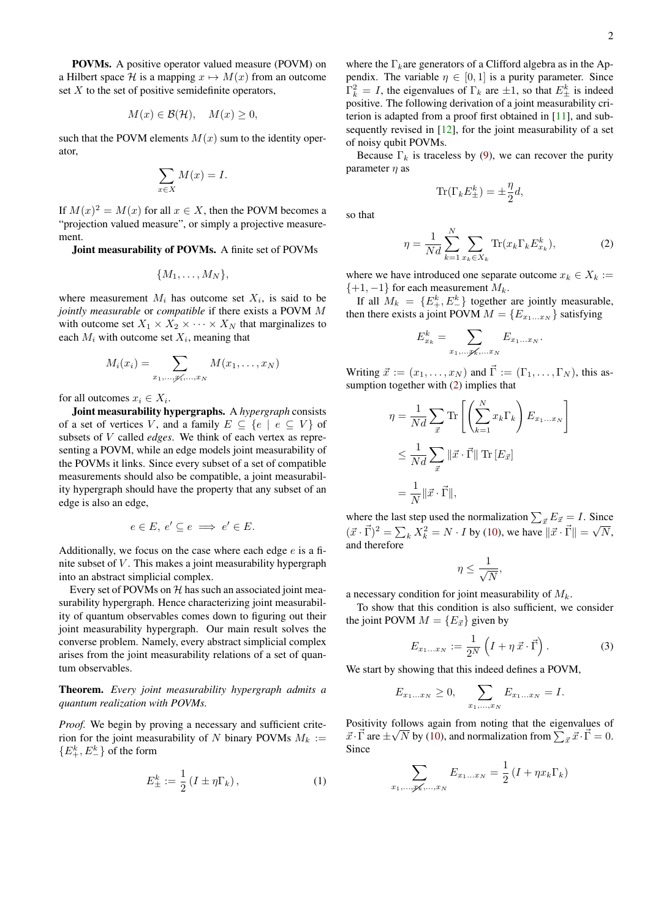**POVMs.** A positive operator valued measure (POVM) on a Hilbert space $\mathcal{H}$ is a mapping $x \mapsto M(x)$ from an outcome set $X$ to the set of positive semidefinite operators,

$$M(x) \in \mathcal{B}(\mathcal{H}), \quad M(x) \geq 0,$$

such that the POVM elements $M(x)$ sum to the identity operator,

$$\sum_{x \in X} M(x) = I.$$

If $M(x)^2 = M(x)$ for all $x \in X$, then the POVM becomes a "projection valued measure", or simply a projective measurement.

**Joint measurability of POVMs.** A finite set of POVMs

$$\{M_1, \ldots, M_N\},$$

where measurement $M_i$ has outcome set $X_i$, is said to be *jointly measurable* or *compatible* if there exists a POVM $M$ with outcome set $X_1 \times X_2 \times \cdots \times X_N$ that marginalizes to each $M_i$ with outcome set $X_i$, meaning that

$$M_i(x_i) = \sum_{x_1, \ldots, \not{x_i}, \ldots, x_N} M(x_1, \ldots, x_N)$$

for all outcomes $x_i \in X_i$.

**Joint measurability hypergraphs.** A *hypergraph* consists of a set of vertices $V$, and a family $E \subseteq \{e \mid e \subseteq V\}$ of subsets of $V$ called *edges*. We think of each vertex as representing a POVM, while an edge models joint measurability of the POVMs it links. Since every subset of a set of compatible measurements should also be compatible, a joint measurability hypergraph should have the property that any subset of an edge is also an edge,

$$e \in E, \, e' \subseteq e \implies e' \in E.$$

Additionally, we focus on the case where each edge $e$ is a finite subset of $V$. This makes a joint measurability hypergraph into an abstract simplicial complex.

Every set of POVMs on $\mathcal{H}$ has such an associated joint measurability hypergraph. Hence characterizing joint measurability of quantum observables comes down to figuring out their joint measurability hypergraph. Our main result solves the converse problem. Namely, every abstract simplicial complex arises from the joint measurability relations of a set of quantum observables.

**Theorem.** *Every joint measurability hypergraph admits a quantum realization with POVMs.*

*Proof.* We begin by proving a necessary and sufficient criterion for the joint measurability of $N$ binary POVMs $M_k := \{E^k_+, E^k_-\}$ of the form

$$E^k_\pm := \frac{1}{2}\left(I \pm \eta \Gamma_k\right), \tag{1}$$

where the $\Gamma_k$are generators of a Clifford algebra as in the Appendix. The variable $\eta \in [0, 1]$ is a purity parameter. Since $\Gamma_k^2 = I$, the eigenvalues of $\Gamma_k$ are $\pm 1$, so that $E^k_\pm$ is indeed positive. The following derivation of a joint measurability criterion is adapted from a proof first obtained in [11], and subsequently revised in [12], for the joint measurability of a set of noisy qubit POVMs.

Because $\Gamma_k$ is traceless by (9), we can recover the purity parameter $\eta$ as

$$\mathrm{Tr}(\Gamma_k E^k_\pm) = \pm \frac{\eta}{2} d,$$

so that

$$\eta = \frac{1}{Nd} \sum_{k=1}^{N} \sum_{x_k \in X_k} \mathrm{Tr}(x_k \Gamma_k E^k_{x_k}), \tag{2}$$

where we have introduced one separate outcome $x_k \in X_k := \{+1, -1\}$ for each measurement $M_k$.

If all $M_k = \{E^k_+, E^k_-\}$ together are jointly measurable, then there exists a joint POVM $M = \{E_{x_1 \ldots x_N}\}$ satisfying

$$E^k_{x_k} = \sum_{x_1, \ldots, \not{x_k}, \ldots x_N} E_{x_1 \ldots x_N}.$$

Writing $\vec{x} := (x_1, \ldots, x_N)$ and $\vec{\Gamma} := (\Gamma_1, \ldots, \Gamma_N)$, this assumption together with (2) implies that

$$\begin{aligned}
\eta &= \frac{1}{Nd} \sum_{\vec{x}} \mathrm{Tr}\left[\left(\sum_{k=1}^{N} x_k \Gamma_k\right) E_{x_1 \ldots x_N}\right] \\
&\leq \frac{1}{Nd} \sum_{\vec{x}} \|\vec{x} \cdot \vec{\Gamma}\| \, \mathrm{Tr}\left[E_{\vec{x}}\right] \\
&= \frac{1}{N} \|\vec{x} \cdot \vec{\Gamma}\|,
\end{aligned}$$

where the last step used the normalization $\sum_{\vec{x}} E_{\vec{x}} = I$. Since $(\vec{x} \cdot \vec{\Gamma})^2 = \sum_k X_k^2 = N \cdot I$ by (10), we have $\|\vec{x} \cdot \vec{\Gamma}\| = \sqrt{N}$, and therefore

$$\eta \leq \frac{1}{\sqrt{N}},$$

a necessary condition for joint measurability of $M_k$.

To show that this condition is also sufficient, we consider the joint POVM $M = \{E_{\vec{x}}\}$ given by

$$E_{x_1 \ldots x_N} := \frac{1}{2^N}\left(I + \eta \, \vec{x} \cdot \vec{\Gamma}\right). \tag{3}$$

We start by showing that this indeed defines a POVM,

$$E_{x_1 \ldots x_N} \geq 0, \quad \sum_{x_1, \ldots, x_N} E_{x_1 \ldots x_N} = I.$$

Positivity follows again from noting that the eigenvalues of $\vec{x} \cdot \vec{\Gamma}$ are $\pm\sqrt{N}$ by (10), and normalization from $\sum_{\vec{x}} \vec{x} \cdot \vec{\Gamma} = 0$. Since

$$\sum_{x_1, \ldots, \not{x_k}, \ldots, x_N} E_{x_1 \ldots x_N} = \frac{1}{2}\left(I + \eta x_k \Gamma_k\right)$$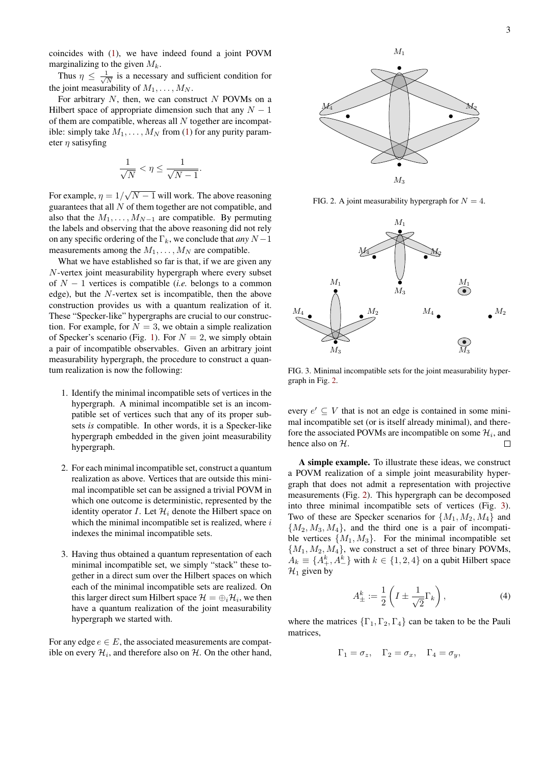coincides with (1), we have indeed found a joint POVM marginalizing to the given $M_k$.

Thus $\eta \leq \frac{1}{\sqrt{N}}$ is a necessary and sufficient condition for the joint measurability of $M_1, \ldots, M_N$.

For arbitrary $N$, then, we can construct $N$ POVMs on a Hilbert space of appropriate dimension such that any $N-1$ of them are compatible, whereas all $N$ together are incompatible: simply take $M_1, \ldots, M_N$ from (1) for any purity parameter $\eta$ satisfying

$$\frac{1}{\sqrt{N}} < \eta \leq \frac{1}{\sqrt{N-1}}.$$

For example, $\eta = 1/\sqrt{N-1}$ will work. The above reasoning guarantees that all $N$ of them together are not compatible, and also that the $M_1, \ldots, M_{N-1}$ are compatible. By permuting the labels and observing that the above reasoning did not rely on any specific ordering of the $\Gamma_k$, we conclude that *any* $N-1$ measurements among the $M_1, \ldots, M_N$ are compatible.

What we have established so far is that, if we are given any $N$-vertex joint measurability hypergraph where every subset of $N-1$ vertices is compatible (*i.e.* belongs to a common edge), but the $N$-vertex set is incompatible, then the above construction provides us with a quantum realization of it. These "Specker-like" hypergraphs are crucial to our construction. For example, for $N = 3$, we obtain a simple realization of Specker's scenario (Fig. 1). For $N = 2$, we simply obtain a pair of incompatible observables. Given an arbitrary joint measurability hypergraph, the procedure to construct a quantum realization is now the following:

1. Identify the minimal incompatible sets of vertices in the hypergraph. A minimal incompatible set is an incompatible set of vertices such that any of its proper subsets *is* compatible. In other words, it is a Specker-like hypergraph embedded in the given joint measurability hypergraph.

2. For each minimal incompatible set, construct a quantum realization as above. Vertices that are outside this minimal incompatible set can be assigned a trivial POVM in which one outcome is deterministic, represented by the identity operator $I$. Let $\mathcal{H}_i$ denote the Hilbert space on which the minimal incompatible set is realized, where $i$ indexes the minimal incompatible sets.

3. Having thus obtained a quantum representation of each minimal incompatible set, we simply "stack" these together in a direct sum over the Hilbert spaces on which each of the minimal incompatible sets are realized. On this larger direct sum Hilbert space $\mathcal{H} = \oplus_i \mathcal{H}_i$, we then have a quantum realization of the joint measurability hypergraph we started with.

For any edge $e \in E$, the associated measurements are compatible on every $\mathcal{H}_i$, and therefore also on $\mathcal{H}$. On the other hand, every $e' \subseteq V$ that is not an edge is contained in some minimal incompatible set (or is itself already minimal), and therefore the associated POVMs are incompatible on some $\mathcal{H}_i$, and hence also on $\mathcal{H}$. □

FIG. 2. A joint measurability hypergraph for $N = 4$.

FIG. 3. Minimal incompatible sets for the joint measurability hypergraph in Fig. 2.

**A simple example.** To illustrate these ideas, we construct a POVM realization of a simple joint measurability hypergraph that does not admit a representation with projective measurements (Fig. 2). This hypergraph can be decomposed into three minimal incompatible sets of vertices (Fig. 3). Two of these are Specker scenarios for $\{M_1, M_2, M_4\}$ and $\{M_2, M_3, M_4\}$, and the third one is a pair of incompatible vertices $\{M_1, M_3\}$. For the minimal incompatible set $\{M_1, M_2, M_4\}$, we construct a set of three binary POVMs, $A_k \equiv \{A_+^k, A_-^k\}$ with $k \in \{1, 2, 4\}$ on a qubit Hilbert space $\mathcal{H}_1$ given by

$$A_\pm^k := \frac{1}{2}\left(I \pm \frac{1}{\sqrt{2}}\Gamma_k\right), \tag{4}$$

where the matrices $\{\Gamma_1, \Gamma_2, \Gamma_4\}$ can be taken to be the Pauli matrices,

$$\Gamma_1 = \sigma_z, \quad \Gamma_2 = \sigma_x, \quad \Gamma_4 = \sigma_y,$$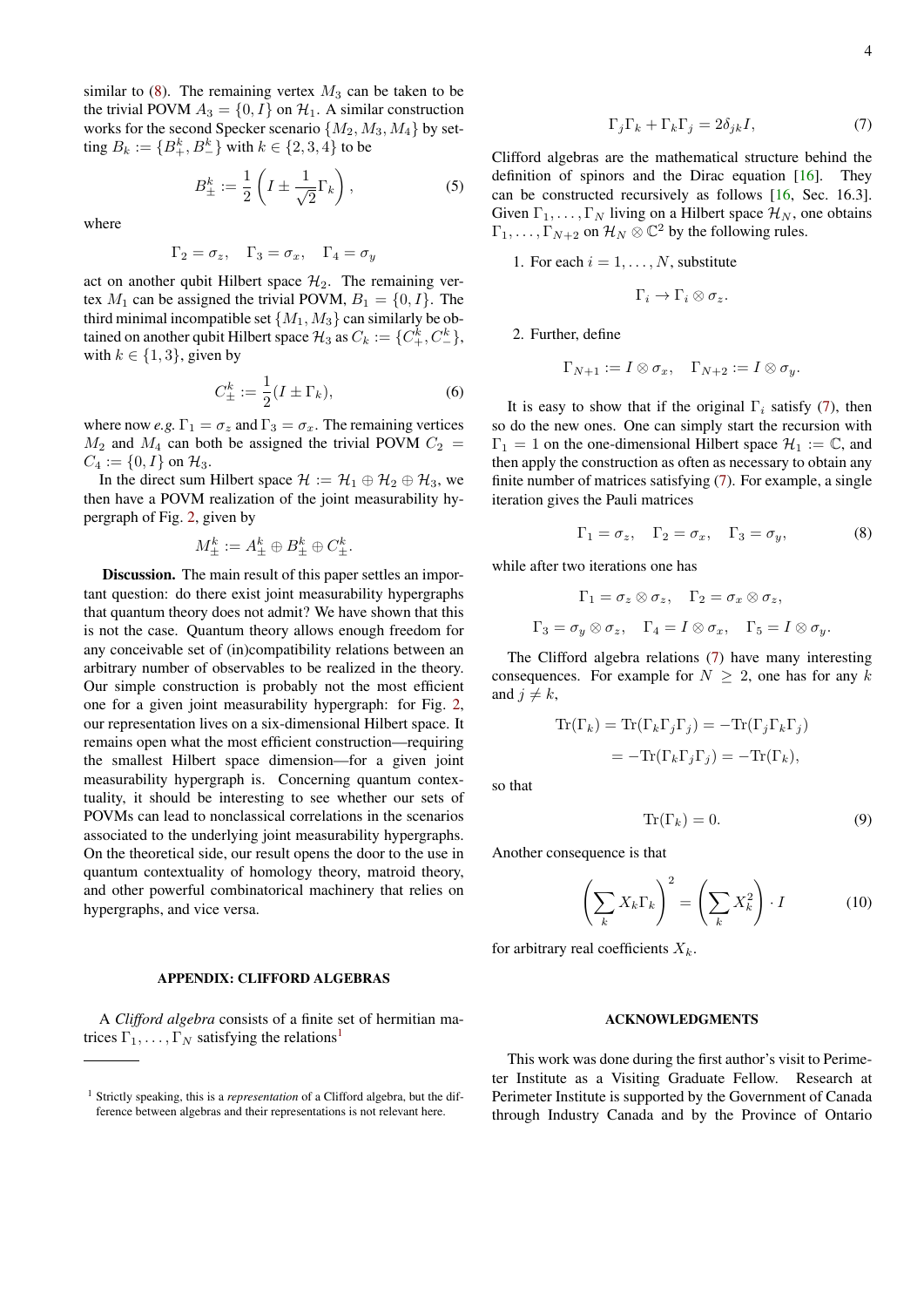similar to (8). The remaining vertex $M_3$ can be taken to be the trivial POVM $A_3 = \{0, I\}$ on $\mathcal{H}_1$. A similar construction works for the second Specker scenario $\{M_2, M_3, M_4\}$ by setting $B_k := \{B^k_+, B^k_-\}$ with $k \in \{2, 3, 4\}$ to be

$$B^k_\pm := \frac{1}{2}\left(I \pm \frac{1}{\sqrt{2}}\Gamma_k\right), \tag{5}$$

where

$$\Gamma_2 = \sigma_z, \quad \Gamma_3 = \sigma_x, \quad \Gamma_4 = \sigma_y$$

act on another qubit Hilbert space $\mathcal{H}_2$. The remaining vertex $M_1$ can be assigned the trivial POVM, $B_1 = \{0, I\}$. The third minimal incompatible set $\{M_1, M_3\}$ can similarly be obtained on another qubit Hilbert space $\mathcal{H}_3$ as $C_k := \{C^k_+, C^k_-\}$, with $k \in \{1, 3\}$, given by

$$C^k_\pm := \frac{1}{2}(I \pm \Gamma_k), \tag{6}$$

where now *e.g.* $\Gamma_1 = \sigma_z$ and $\Gamma_3 = \sigma_x$. The remaining vertices $M_2$ and $M_4$ can both be assigned the trivial POVM $C_2 = C_4 := \{0, I\}$ on $\mathcal{H}_3$.

In the direct sum Hilbert space $\mathcal{H} := \mathcal{H}_1 \oplus \mathcal{H}_2 \oplus \mathcal{H}_3$, we then have a POVM realization of the joint measurability hypergraph of Fig. 2, given by

$$M^k_\pm := A^k_\pm \oplus B^k_\pm \oplus C^k_\pm.$$

**Discussion.** The main result of this paper settles an important question: do there exist joint measurability hypergraphs that quantum theory does not admit? We have shown that this is not the case. Quantum theory allows enough freedom for any conceivable set of (in)compatibility relations between an arbitrary number of observables to be realized in the theory. Our simple construction is probably not the most efficient one for a given joint measurability hypergraph: for Fig. 2, our representation lives on a six-dimensional Hilbert space. It remains open what the most efficient construction—requiring the smallest Hilbert space dimension—for a given joint measurability hypergraph is. Concerning quantum contextuality, it should be interesting to see whether our sets of POVMs can lead to nonclassical correlations in the scenarios associated to the underlying joint measurability hypergraphs. On the theoretical side, our result opens the door to the use in quantum contextuality of homology theory, matroid theory, and other powerful combinatorical machinery that relies on hypergraphs, and vice versa.

## APPENDIX: CLIFFORD ALGEBRAS

A *Clifford algebra* consists of a finite set of hermitian matrices $\Gamma_1, \ldots, \Gamma_N$ satisfying the relations[1]

$$\Gamma_j \Gamma_k + \Gamma_k \Gamma_j = 2\delta_{jk} I, \tag{7}$$

Clifford algebras are the mathematical structure behind the definition of spinors and the Dirac equation [16]. They can be constructed recursively as follows [16, Sec. 16.3]. Given $\Gamma_1, \ldots, \Gamma_N$ living on a Hilbert space $\mathcal{H}_N$, one obtains $\Gamma_1, \ldots, \Gamma_{N+2}$ on $\mathcal{H}_N \otimes \mathbb{C}^2$ by the following rules.

1. For each $i = 1, \ldots, N$, substitute
$$\Gamma_i \to \Gamma_i \otimes \sigma_z.$$
2. Further, define
$$\Gamma_{N+1} := I \otimes \sigma_x, \quad \Gamma_{N+2} := I \otimes \sigma_y.$$

It is easy to show that if the original $\Gamma_i$ satisfy (7), then so do the new ones. One can simply start the recursion with $\Gamma_1 = 1$ on the one-dimensional Hilbert space $\mathcal{H}_1 := \mathbb{C}$, and then apply the construction as often as necessary to obtain any finite number of matrices satisfying (7). For example, a single iteration gives the Pauli matrices

$$\Gamma_1 = \sigma_z, \quad \Gamma_2 = \sigma_x, \quad \Gamma_3 = \sigma_y, \tag{8}$$

while after two iterations one has

$$\Gamma_1 = \sigma_z \otimes \sigma_z, \quad \Gamma_2 = \sigma_x \otimes \sigma_z,$$
$$\Gamma_3 = \sigma_y \otimes \sigma_z, \quad \Gamma_4 = I \otimes \sigma_x, \quad \Gamma_5 = I \otimes \sigma_y.$$

The Clifford algebra relations (7) have many interesting consequences. For example for $N \geq 2$, one has for any $k$ and $j \neq k$,

$$\begin{aligned}\mathrm{Tr}(\Gamma_k) = \mathrm{Tr}(\Gamma_k \Gamma_j \Gamma_j) &= -\mathrm{Tr}(\Gamma_j \Gamma_k \Gamma_j) \\ &= -\mathrm{Tr}(\Gamma_k \Gamma_j \Gamma_j) = -\mathrm{Tr}(\Gamma_k),\end{aligned}$$

so that

$$\mathrm{Tr}(\Gamma_k) = 0. \tag{9}$$

Another consequence is that

$$\left(\sum_k X_k \Gamma_k\right)^2 = \left(\sum_k X_k^2\right) \cdot I \tag{10}$$

for arbitrary real coefficients $X_k$.

## ACKNOWLEDGMENTS

This work was done during the first author's visit to Perimeter Institute as a Visiting Graduate Fellow. Research at Perimeter Institute is supported by the Government of Canada through Industry Canada and by the Province of Ontario

[1] Strictly speaking, this is a *representation* of a Clifford algebra, but the difference between algebras and their representations is not relevant here.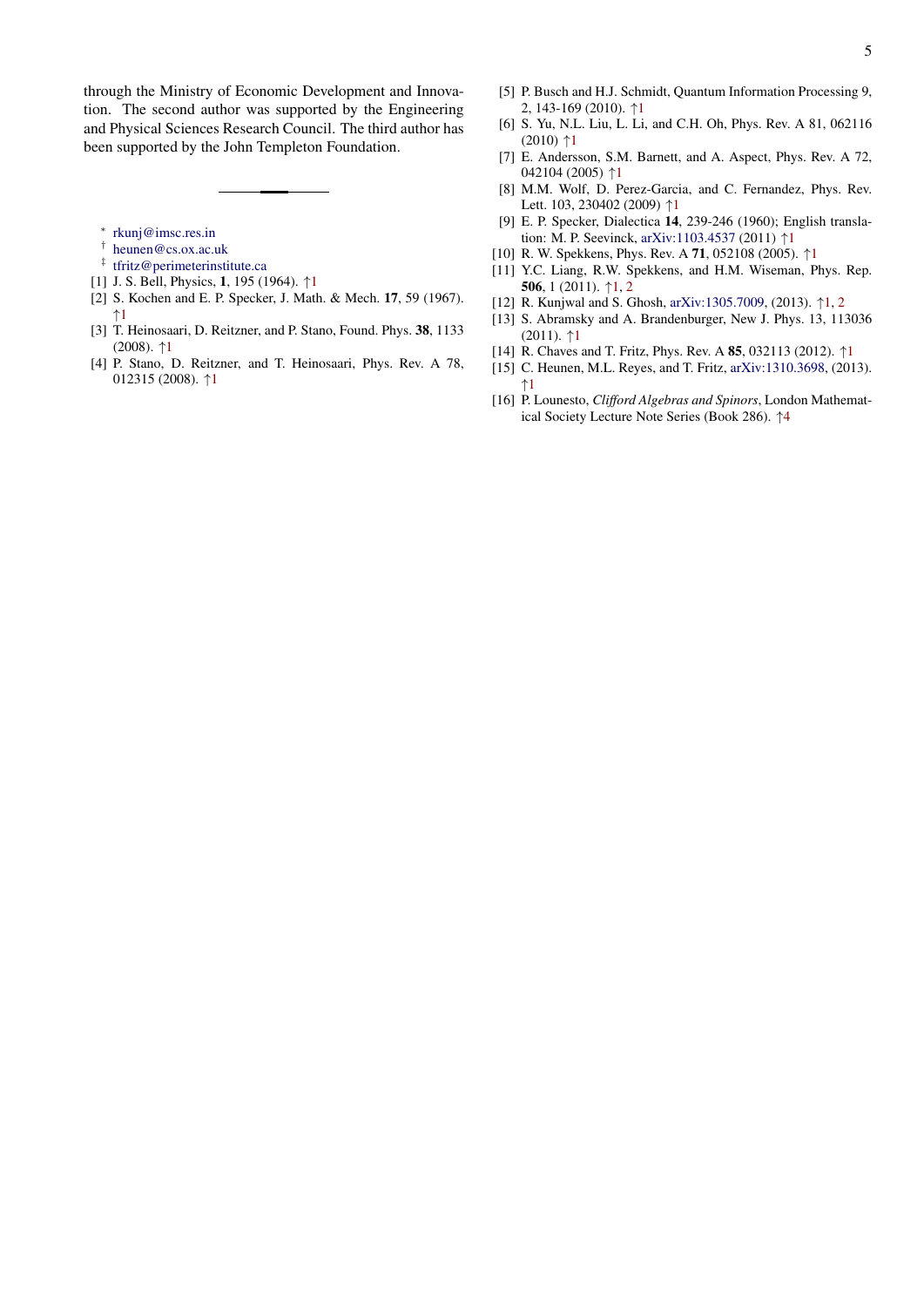through the Ministry of Economic Development and Innovation. The second author was supported by the Engineering and Physical Sciences Research Council. The third author has been supported by the John Templeton Foundation.

---

* rkunj@imsc.res.in
† heunen@cs.ox.ac.uk
‡ tfritz@perimeterinstitute.ca

[1] J. S. Bell, Physics, **1**, 195 (1964). ↑1
[2] S. Kochen and E. P. Specker, J. Math. & Mech. **17**, 59 (1967). ↑1
[3] T. Heinosaari, D. Reitzner, and P. Stano, Found. Phys. **38**, 1133 (2008). ↑1
[4] P. Stano, D. Reitzner, and T. Heinosaari, Phys. Rev. A 78, 012315 (2008). ↑1
[5] P. Busch and H.J. Schmidt, Quantum Information Processing 9, 2, 143-169 (2010). ↑1
[6] S. Yu, N.L. Liu, L. Li, and C.H. Oh, Phys. Rev. A 81, 062116 (2010) ↑1
[7] E. Andersson, S.M. Barnett, and A. Aspect, Phys. Rev. A 72, 042104 (2005) ↑1
[8] M.M. Wolf, D. Perez-Garcia, and C. Fernandez, Phys. Rev. Lett. 103, 230402 (2009) ↑1
[9] E. P. Specker, Dialectica **14**, 239-246 (1960); English translation: M. P. Seevinck, arXiv:1103.4537 (2011) ↑1
[10] R. W. Spekkens, Phys. Rev. A **71**, 052108 (2005). ↑1
[11] Y.C. Liang, R.W. Spekkens, and H.M. Wiseman, Phys. Rep. **506**, 1 (2011). ↑1, 2
[12] R. Kunjwal and S. Ghosh, arXiv:1305.7009, (2013). ↑1, 2
[13] S. Abramsky and A. Brandenburger, New J. Phys. 13, 113036 (2011). ↑1
[14] R. Chaves and T. Fritz, Phys. Rev. A **85**, 032113 (2012). ↑1
[15] C. Heunen, M.L. Reyes, and T. Fritz, arXiv:1310.3698, (2013). ↑1
[16] P. Lounesto, *Clifford Algebras and Spinors*, London Mathematical Society Lecture Note Series (Book 286). ↑4